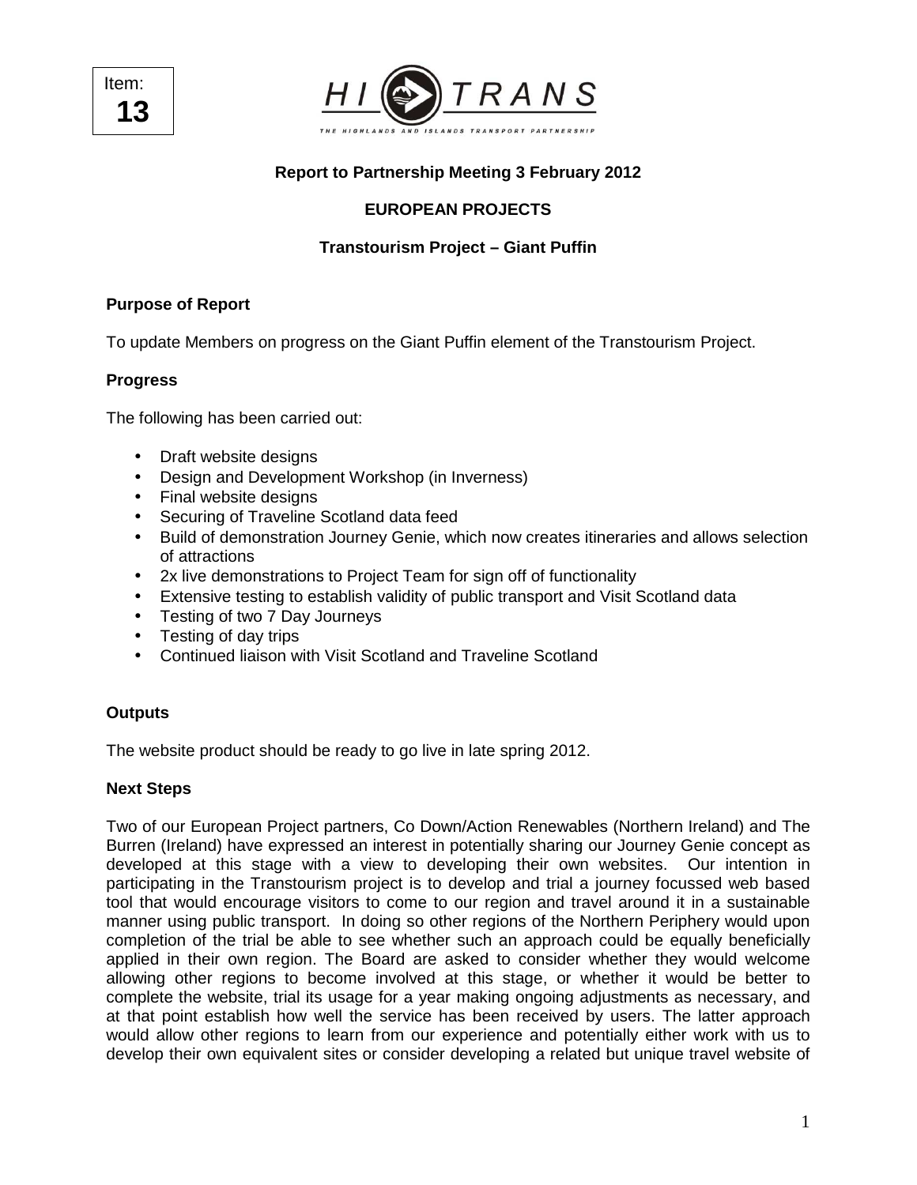Item:
**13**

HI TRANS
THE HIGHLANDS AND ISLANDS TRANSPORT PARTNERSHIP

**Report to Partnership Meeting 3 February 2012**

**EUROPEAN PROJECTS**

**Transtourism Project – Giant Puffin**

**Purpose of Report**

To update Members on progress on the Giant Puffin element of the Transtourism Project.

**Progress**

The following has been carried out:

- Draft website designs
- Design and Development Workshop (in Inverness)
- Final website designs
- Securing of Traveline Scotland data feed
- Build of demonstration Journey Genie, which now creates itineraries and allows selection of attractions
- 2x live demonstrations to Project Team for sign off of functionality
- Extensive testing to establish validity of public transport and Visit Scotland data
- Testing of two 7 Day Journeys
- Testing of day trips
- Continued liaison with Visit Scotland and Traveline Scotland

**Outputs**

The website product should be ready to go live in late spring 2012.

**Next Steps**

Two of our European Project partners, Co Down/Action Renewables (Northern Ireland) and The Burren (Ireland) have expressed an interest in potentially sharing our Journey Genie concept as developed at this stage with a view to developing their own websites. Our intention in participating in the Transtourism project is to develop and trial a journey focussed web based tool that would encourage visitors to come to our region and travel around it in a sustainable manner using public transport. In doing so other regions of the Northern Periphery would upon completion of the trial be able to see whether such an approach could be equally beneficially applied in their own region. The Board are asked to consider whether they would welcome allowing other regions to become involved at this stage, or whether it would be better to complete the website, trial its usage for a year making ongoing adjustments as necessary, and at that point establish how well the service has been received by users. The latter approach would allow other regions to learn from our experience and potentially either work with us to develop their own equivalent sites or consider developing a related but unique travel website of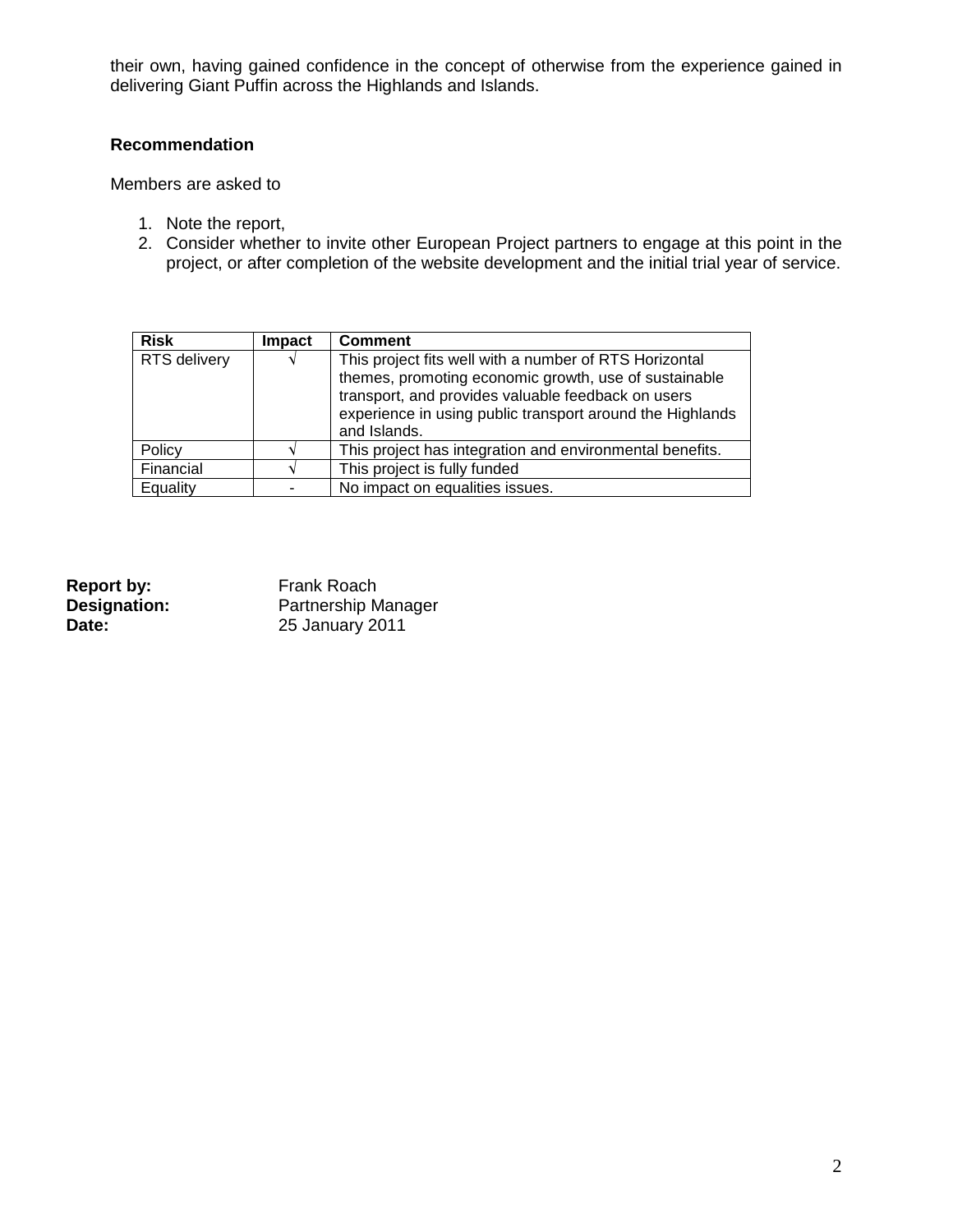their own, having gained confidence in the concept of otherwise from the experience gained in delivering Giant Puffin across the Highlands and Islands.

**Recommendation**

Members are asked to

1. Note the report,
2. Consider whether to invite other European Project partners to engage at this point in the project, or after completion of the website development and the initial trial year of service.

| Risk | Impact | Comment |
|---|---|---|
| RTS delivery | √ | This project fits well with a number of RTS Horizontal themes, promoting economic growth, use of sustainable transport, and provides valuable feedback on users experience in using public transport around the Highlands and Islands. |
| Policy | √ | This project has integration and environmental benefits. |
| Financial | √ | This project is fully funded |
| Equality | - | No impact on equalities issues. |

**Report by:** Frank Roach
**Designation:** Partnership Manager
**Date:** 25 January 2011